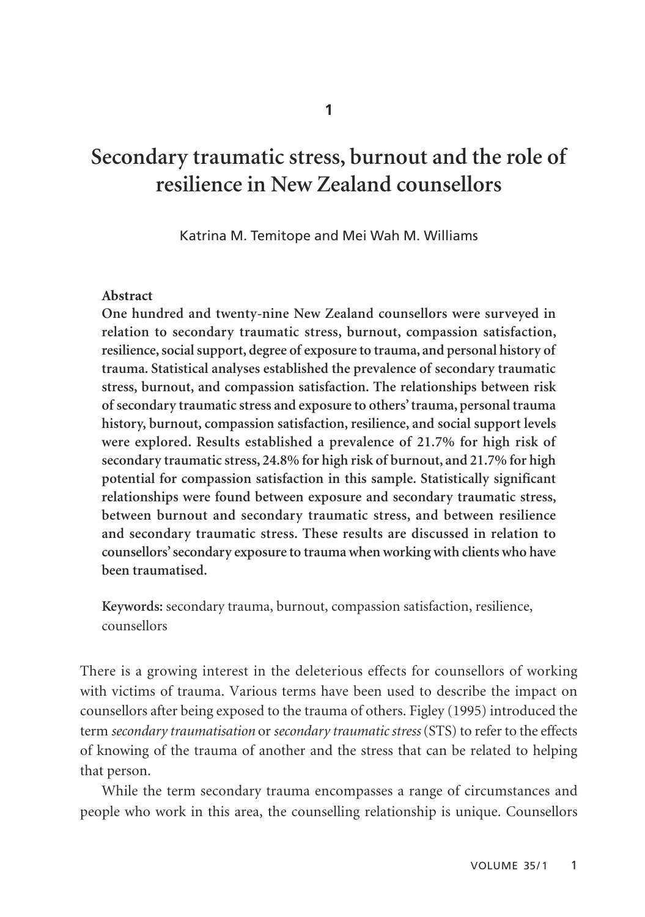1

# Secondary traumatic stress, burnout and the role of resilience in New Zealand counsellors

Katrina M. Temitope and Mei Wah M. Williams

**Abstract**

**One hundred and twenty-nine New Zealand counsellors were surveyed in relation to secondary traumatic stress, burnout, compassion satisfaction, resilience, social support, degree of exposure to trauma, and personal history of trauma. Statistical analyses established the prevalence of secondary traumatic stress, burnout, and compassion satisfaction. The relationships between risk of secondary traumatic stress and exposure to others' trauma, personal trauma history, burnout, compassion satisfaction, resilience, and social support levels were explored. Results established a prevalence of 21.7% for high risk of secondary traumatic stress, 24.8% for high risk of burnout, and 21.7% for high potential for compassion satisfaction in this sample. Statistically significant relationships were found between exposure and secondary traumatic stress, between burnout and secondary traumatic stress, and between resilience and secondary traumatic stress. These results are discussed in relation to counsellors' secondary exposure to trauma when working with clients who have been traumatised.**

**Keywords:** secondary trauma, burnout, compassion satisfaction, resilience, counsellors

There is a growing interest in the deleterious effects for counsellors of working with victims of trauma. Various terms have been used to describe the impact on counsellors after being exposed to the trauma of others. Figley (1995) introduced the term *secondary traumatisation* or *secondary traumatic stress* (STS) to refer to the effects of knowing of the trauma of another and the stress that can be related to helping that person.

While the term secondary trauma encompasses a range of circumstances and people who work in this area, the counselling relationship is unique. Counsellors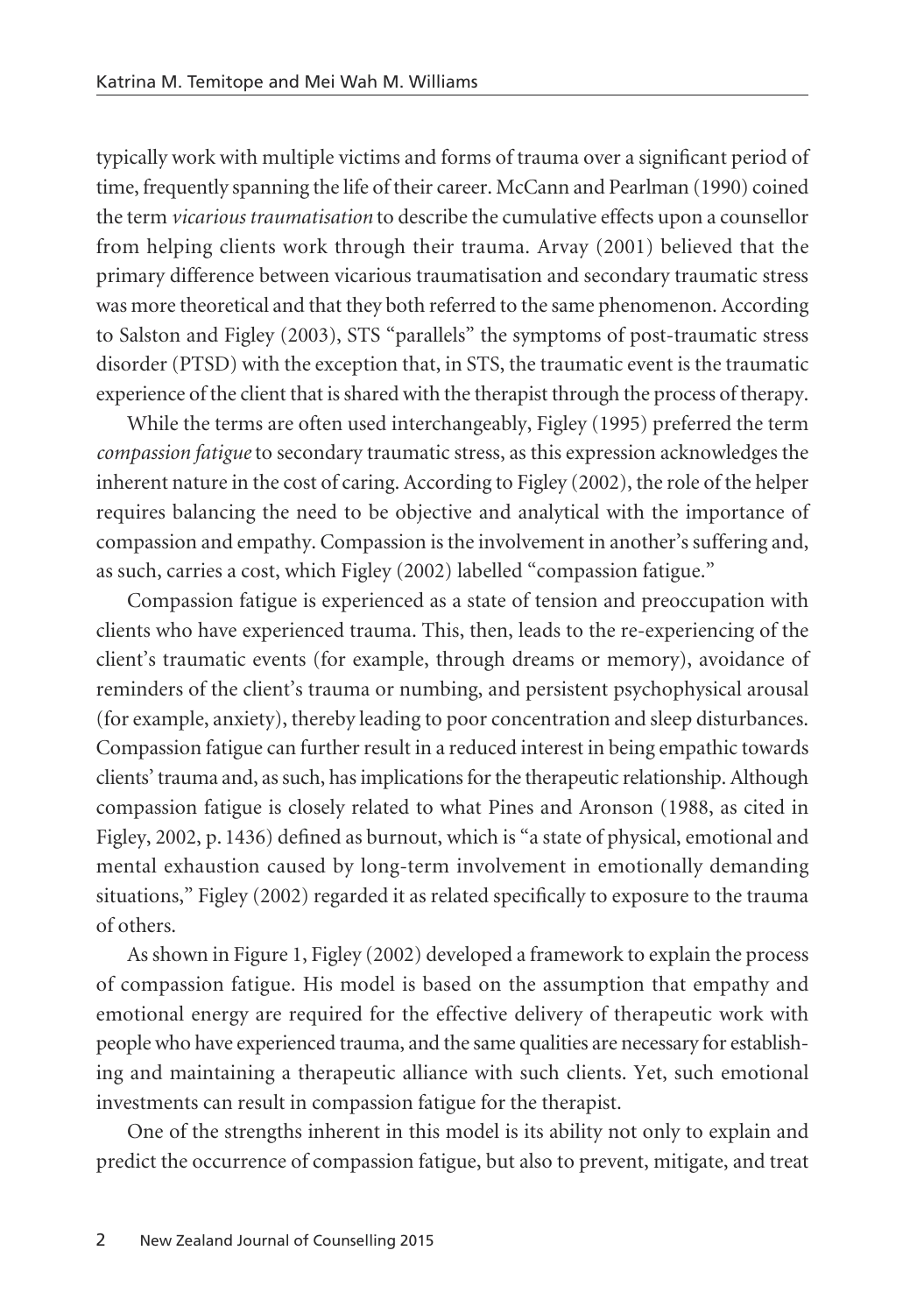typically work with multiple victims and forms of trauma over a significant period of time, frequently spanning the life of their career. McCann and Pearlman (1990) coined the term *vicarious traumatisation* to describe the cumulative effects upon a counsellor from helping clients work through their trauma. Arvay (2001) believed that the primary difference between vicarious traumatisation and secondary traumatic stress was more theoretical and that they both referred to the same phenomenon. According to Salston and Figley (2003), STS "parallels" the symptoms of post-traumatic stress disorder (PTSD) with the exception that, in STS, the traumatic event is the traumatic experience of the client that is shared with the therapist through the process of therapy.

While the terms are often used interchangeably, Figley (1995) preferred the term *compassion fatigue* to secondary traumatic stress, as this expression acknowledges the inherent nature in the cost of caring. According to Figley (2002), the role of the helper requires balancing the need to be objective and analytical with the importance of compassion and empathy. Compassion is the involvement in another's suffering and, as such, carries a cost, which Figley (2002) labelled "compassion fatigue."

Compassion fatigue is experienced as a state of tension and preoccupation with clients who have experienced trauma. This, then, leads to the re-experiencing of the client's traumatic events (for example, through dreams or memory), avoidance of reminders of the client's trauma or numbing, and persistent psychophysical arousal (for example, anxiety), thereby leading to poor concentration and sleep disturbances. Compassion fatigue can further result in a reduced interest in being empathic towards clients' trauma and, as such, has implications for the therapeutic relationship. Although compassion fatigue is closely related to what Pines and Aronson (1988, as cited in Figley, 2002, p. 1436) defined as burnout, which is "a state of physical, emotional and mental exhaustion caused by long-term involvement in emotionally demanding situations," Figley (2002) regarded it as related specifically to exposure to the trauma of others.

As shown in Figure 1, Figley (2002) developed a framework to explain the process of compassion fatigue. His model is based on the assumption that empathy and emotional energy are required for the effective delivery of therapeutic work with people who have experienced trauma, and the same qualities are necessary for establishing and maintaining a therapeutic alliance with such clients. Yet, such emotional investments can result in compassion fatigue for the therapist.

One of the strengths inherent in this model is its ability not only to explain and predict the occurrence of compassion fatigue, but also to prevent, mitigate, and treat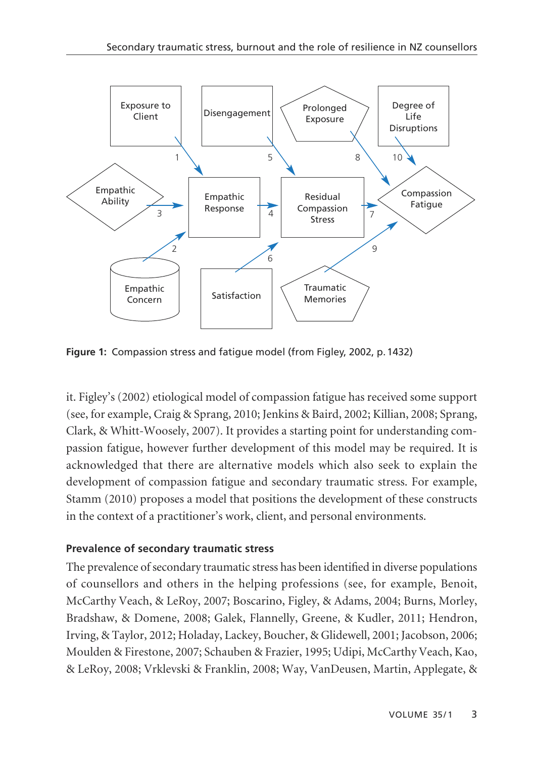Figure 1: Compassion stress and fatigue model (from Figley, 2002, p. 1432)

it. Figley's (2002) etiological model of compassion fatigue has received some support (see, for example, Craig & Sprang, 2010; Jenkins & Baird, 2002; Killian, 2008; Sprang, Clark, & Whitt-Woosely, 2007). It provides a starting point for understanding compassion fatigue, however further development of this model may be required. It is acknowledged that there are alternative models which also seek to explain the development of compassion fatigue and secondary traumatic stress. For example, Stamm (2010) proposes a model that positions the development of these constructs in the context of a practitioner's work, client, and personal environments.

### Prevalence of secondary traumatic stress

The prevalence of secondary traumatic stress has been identified in diverse populations of counsellors and others in the helping professions (see, for example, Benoit, McCarthy Veach, & LeRoy, 2007; Boscarino, Figley, & Adams, 2004; Burns, Morley, Bradshaw, & Domene, 2008; Galek, Flannelly, Greene, & Kudler, 2011; Hendron, Irving, & Taylor, 2012; Holaday, Lackey, Boucher, & Glidewell, 2001; Jacobson, 2006; Moulden & Firestone, 2007; Schauben & Frazier, 1995; Udipi, McCarthy Veach, Kao, & LeRoy, 2008; Vrklevski & Franklin, 2008; Way, VanDeusen, Martin, Applegate, &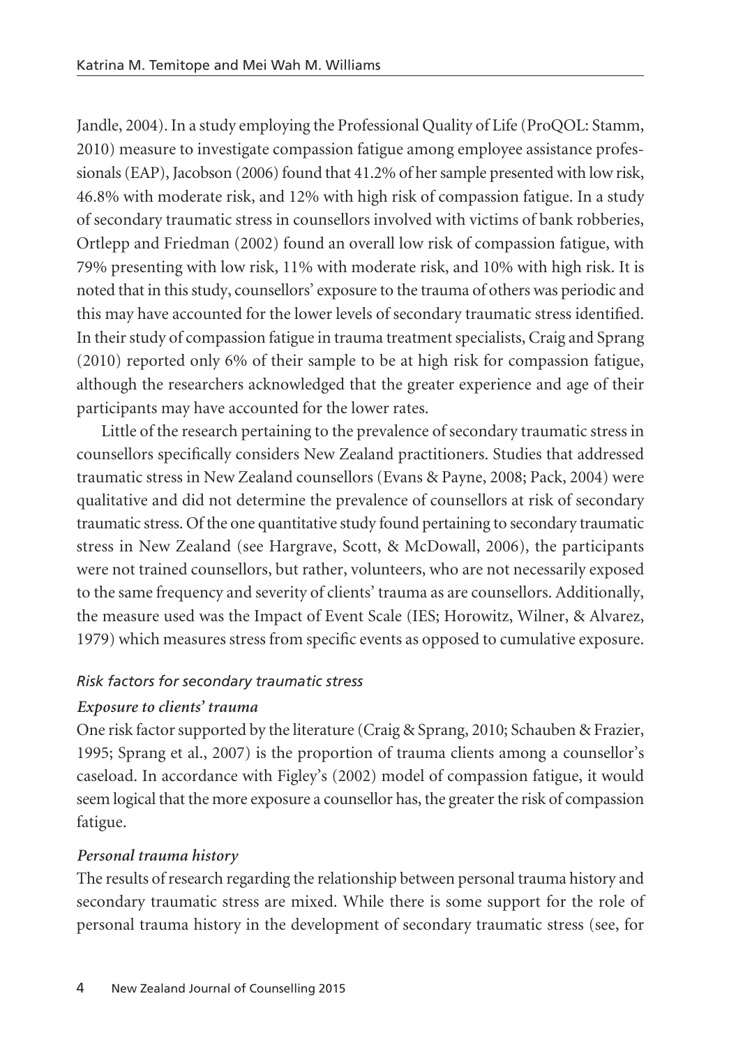Jandle, 2004). In a study employing the Professional Quality of Life (ProQOL: Stamm, 2010) measure to investigate compassion fatigue among employee assistance professionals (EAP), Jacobson (2006) found that 41.2% of her sample presented with low risk, 46.8% with moderate risk, and 12% with high risk of compassion fatigue. In a study of secondary traumatic stress in counsellors involved with victims of bank robberies, Ortlepp and Friedman (2002) found an overall low risk of compassion fatigue, with 79% presenting with low risk, 11% with moderate risk, and 10% with high risk. It is noted that in this study, counsellors' exposure to the trauma of others was periodic and this may have accounted for the lower levels of secondary traumatic stress identified. In their study of compassion fatigue in trauma treatment specialists, Craig and Sprang (2010) reported only 6% of their sample to be at high risk for compassion fatigue, although the researchers acknowledged that the greater experience and age of their participants may have accounted for the lower rates.

Little of the research pertaining to the prevalence of secondary traumatic stress in counsellors specifically considers New Zealand practitioners. Studies that addressed traumatic stress in New Zealand counsellors (Evans & Payne, 2008; Pack, 2004) were qualitative and did not determine the prevalence of counsellors at risk of secondary traumatic stress. Of the one quantitative study found pertaining to secondary traumatic stress in New Zealand (see Hargrave, Scott, & McDowall, 2006), the participants were not trained counsellors, but rather, volunteers, who are not necessarily exposed to the same frequency and severity of clients' trauma as are counsellors. Additionally, the measure used was the Impact of Event Scale (IES; Horowitz, Wilner, & Alvarez, 1979) which measures stress from specific events as opposed to cumulative exposure.

### *Risk factors for secondary traumatic stress*

#### ***Exposure to clients' trauma***

One risk factor supported by the literature (Craig & Sprang, 2010; Schauben & Frazier, 1995; Sprang et al., 2007) is the proportion of trauma clients among a counsellor's caseload. In accordance with Figley's (2002) model of compassion fatigue, it would seem logical that the more exposure a counsellor has, the greater the risk of compassion fatigue.

#### ***Personal trauma history***

The results of research regarding the relationship between personal trauma history and secondary traumatic stress are mixed. While there is some support for the role of personal trauma history in the development of secondary traumatic stress (see, for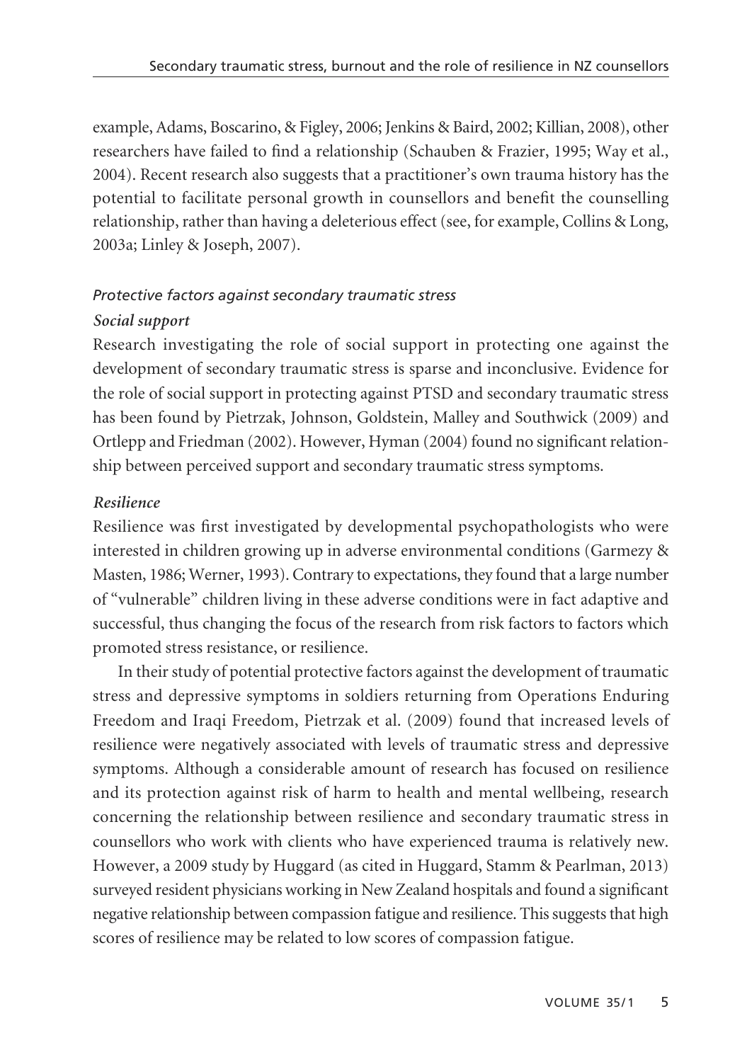example, Adams, Boscarino, & Figley, 2006; Jenkins & Baird, 2002; Killian, 2008), other researchers have failed to find a relationship (Schauben & Frazier, 1995; Way et al., 2004). Recent research also suggests that a practitioner's own trauma history has the potential to facilitate personal growth in counsellors and benefit the counselling relationship, rather than having a deleterious effect (see, for example, Collins & Long, 2003a; Linley & Joseph, 2007).

### *Protective factors against secondary traumatic stress*

#### ***Social support***

Research investigating the role of social support in protecting one against the development of secondary traumatic stress is sparse and inconclusive. Evidence for the role of social support in protecting against PTSD and secondary traumatic stress has been found by Pietrzak, Johnson, Goldstein, Malley and Southwick (2009) and Ortlepp and Friedman (2002). However, Hyman (2004) found no significant relationship between perceived support and secondary traumatic stress symptoms.

#### ***Resilience***

Resilience was first investigated by developmental psychopathologists who were interested in children growing up in adverse environmental conditions (Garmezy & Masten, 1986; Werner, 1993). Contrary to expectations, they found that a large number of "vulnerable" children living in these adverse conditions were in fact adaptive and successful, thus changing the focus of the research from risk factors to factors which promoted stress resistance, or resilience.

In their study of potential protective factors against the development of traumatic stress and depressive symptoms in soldiers returning from Operations Enduring Freedom and Iraqi Freedom, Pietrzak et al. (2009) found that increased levels of resilience were negatively associated with levels of traumatic stress and depressive symptoms. Although a considerable amount of research has focused on resilience and its protection against risk of harm to health and mental wellbeing, research concerning the relationship between resilience and secondary traumatic stress in counsellors who work with clients who have experienced trauma is relatively new. However, a 2009 study by Huggard (as cited in Huggard, Stamm & Pearlman, 2013) surveyed resident physicians working in New Zealand hospitals and found a significant negative relationship between compassion fatigue and resilience. This suggests that high scores of resilience may be related to low scores of compassion fatigue.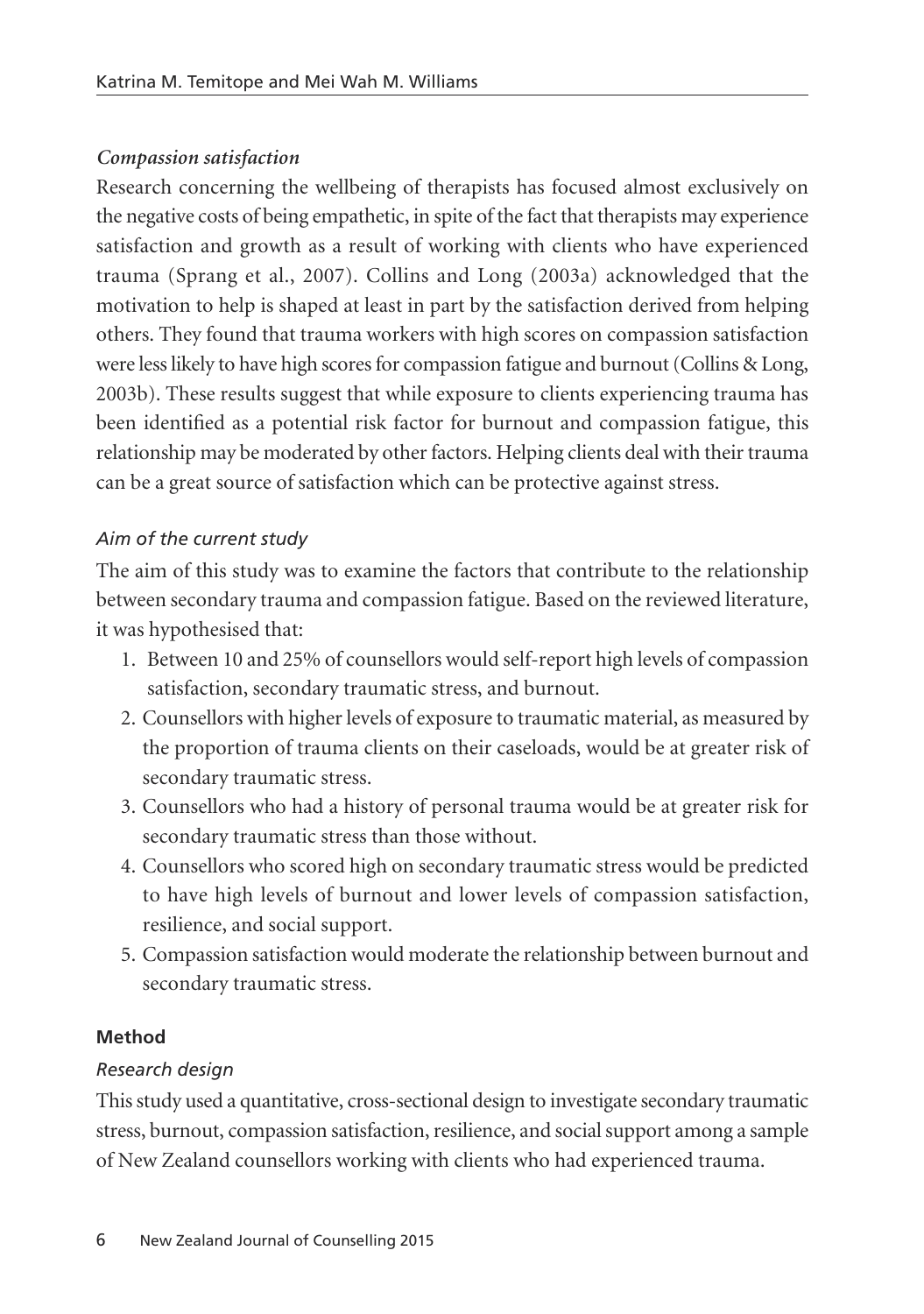### *Compassion satisfaction*

Research concerning the wellbeing of therapists has focused almost exclusively on the negative costs of being empathetic, in spite of the fact that therapists may experience satisfaction and growth as a result of working with clients who have experienced trauma (Sprang et al., 2007). Collins and Long (2003a) acknowledged that the motivation to help is shaped at least in part by the satisfaction derived from helping others. They found that trauma workers with high scores on compassion satisfaction were less likely to have high scores for compassion fatigue and burnout (Collins & Long, 2003b). These results suggest that while exposure to clients experiencing trauma has been identified as a potential risk factor for burnout and compassion fatigue, this relationship may be moderated by other factors. Helping clients deal with their trauma can be a great source of satisfaction which can be protective against stress.

### *Aim of the current study*

The aim of this study was to examine the factors that contribute to the relationship between secondary trauma and compassion fatigue. Based on the reviewed literature, it was hypothesised that:

1. Between 10 and 25% of counsellors would self-report high levels of compassion satisfaction, secondary traumatic stress, and burnout.
2. Counsellors with higher levels of exposure to traumatic material, as measured by the proportion of trauma clients on their caseloads, would be at greater risk of secondary traumatic stress.
3. Counsellors who had a history of personal trauma would be at greater risk for secondary traumatic stress than those without.
4. Counsellors who scored high on secondary traumatic stress would be predicted to have high levels of burnout and lower levels of compassion satisfaction, resilience, and social support.
5. Compassion satisfaction would moderate the relationship between burnout and secondary traumatic stress.

## **Method**

### *Research design*

This study used a quantitative, cross-sectional design to investigate secondary traumatic stress, burnout, compassion satisfaction, resilience, and social support among a sample of New Zealand counsellors working with clients who had experienced trauma.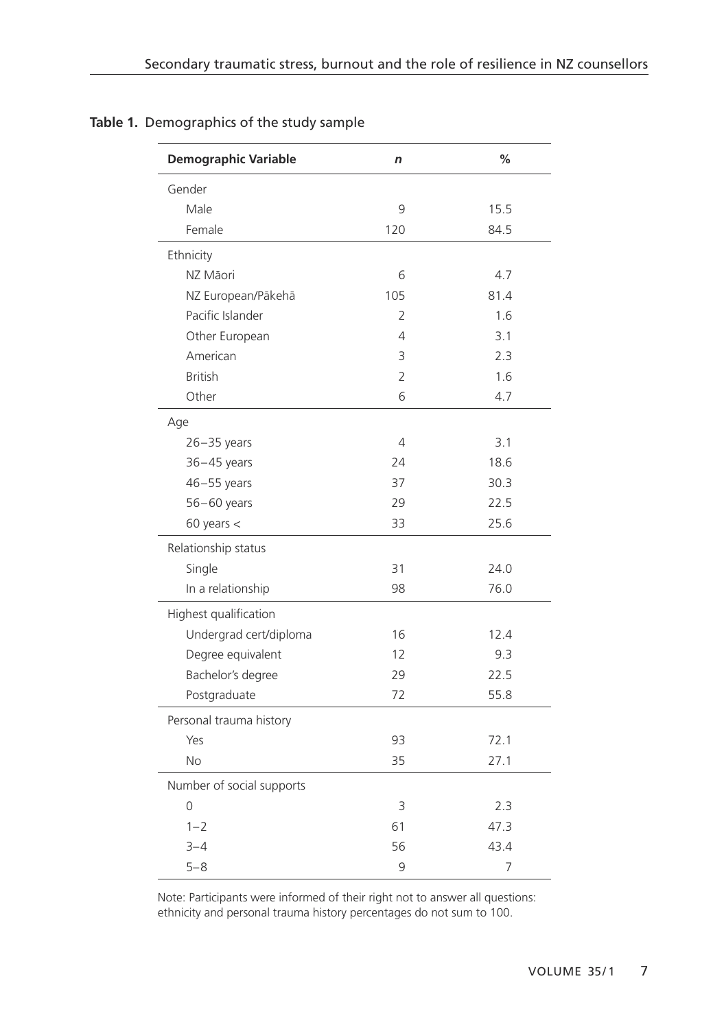**Table 1.** Demographics of the study sample

| Demographic Variable | *n* | % |
|---|---|---|
| Gender | | |
| Male | 9 | 15.5 |
| Female | 120 | 84.5 |
| Ethnicity | | |
| NZ Māori | 6 | 4.7 |
| NZ European/Pākehā | 105 | 81.4 |
| Pacific Islander | 2 | 1.6 |
| Other European | 4 | 3.1 |
| American | 3 | 2.3 |
| British | 2 | 1.6 |
| Other | 6 | 4.7 |
| Age | | |
| 26–35 years | 4 | 3.1 |
| 36–45 years | 24 | 18.6 |
| 46–55 years | 37 | 30.3 |
| 56–60 years | 29 | 22.5 |
| 60 years < | 33 | 25.6 |
| Relationship status | | |
| Single | 31 | 24.0 |
| In a relationship | 98 | 76.0 |
| Highest qualification | | |
| Undergrad cert/diploma | 16 | 12.4 |
| Degree equivalent | 12 | 9.3 |
| Bachelor's degree | 29 | 22.5 |
| Postgraduate | 72 | 55.8 |
| Personal trauma history | | |
| Yes | 93 | 72.1 |
| No | 35 | 27.1 |
| Number of social supports | | |
| 0 | 3 | 2.3 |
| 1–2 | 61 | 47.3 |
| 3–4 | 56 | 43.4 |
| 5–8 | 9 | 7 |

Note: Participants were informed of their right not to answer all questions: ethnicity and personal trauma history percentages do not sum to 100.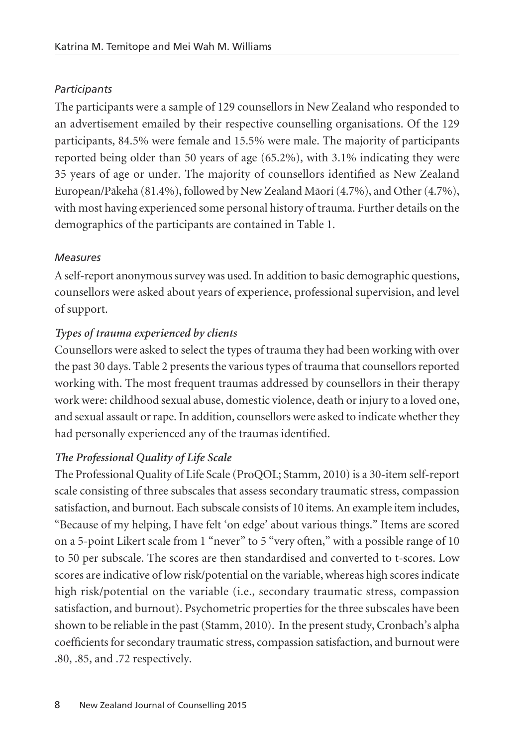*Participants*

The participants were a sample of 129 counsellors in New Zealand who responded to an advertisement emailed by their respective counselling organisations. Of the 129 participants, 84.5% were female and 15.5% were male. The majority of participants reported being older than 50 years of age (65.2%), with 3.1% indicating they were 35 years of age or under. The majority of counsellors identified as New Zealand European/Pākehā (81.4%), followed by New Zealand Māori (4.7%), and Other (4.7%), with most having experienced some personal history of trauma. Further details on the demographics of the participants are contained in Table 1.

*Measures*

A self-report anonymous survey was used. In addition to basic demographic questions, counsellors were asked about years of experience, professional supervision, and level of support.

***Types of trauma experienced by clients***

Counsellors were asked to select the types of trauma they had been working with over the past 30 days. Table 2 presents the various types of trauma that counsellors reported working with. The most frequent traumas addressed by counsellors in their therapy work were: childhood sexual abuse, domestic violence, death or injury to a loved one, and sexual assault or rape. In addition, counsellors were asked to indicate whether they had personally experienced any of the traumas identified.

***The Professional Quality of Life Scale***

The Professional Quality of Life Scale (ProQOL; Stamm, 2010) is a 30-item self-report scale consisting of three subscales that assess secondary traumatic stress, compassion satisfaction, and burnout. Each subscale consists of 10 items. An example item includes, "Because of my helping, I have felt 'on edge' about various things." Items are scored on a 5-point Likert scale from 1 "never" to 5 "very often," with a possible range of 10 to 50 per subscale. The scores are then standardised and converted to t-scores. Low scores are indicative of low risk/potential on the variable, whereas high scores indicate high risk/potential on the variable (i.e., secondary traumatic stress, compassion satisfaction, and burnout). Psychometric properties for the three subscales have been shown to be reliable in the past (Stamm, 2010). In the present study, Cronbach's alpha coefficients for secondary traumatic stress, compassion satisfaction, and burnout were .80, .85, and .72 respectively.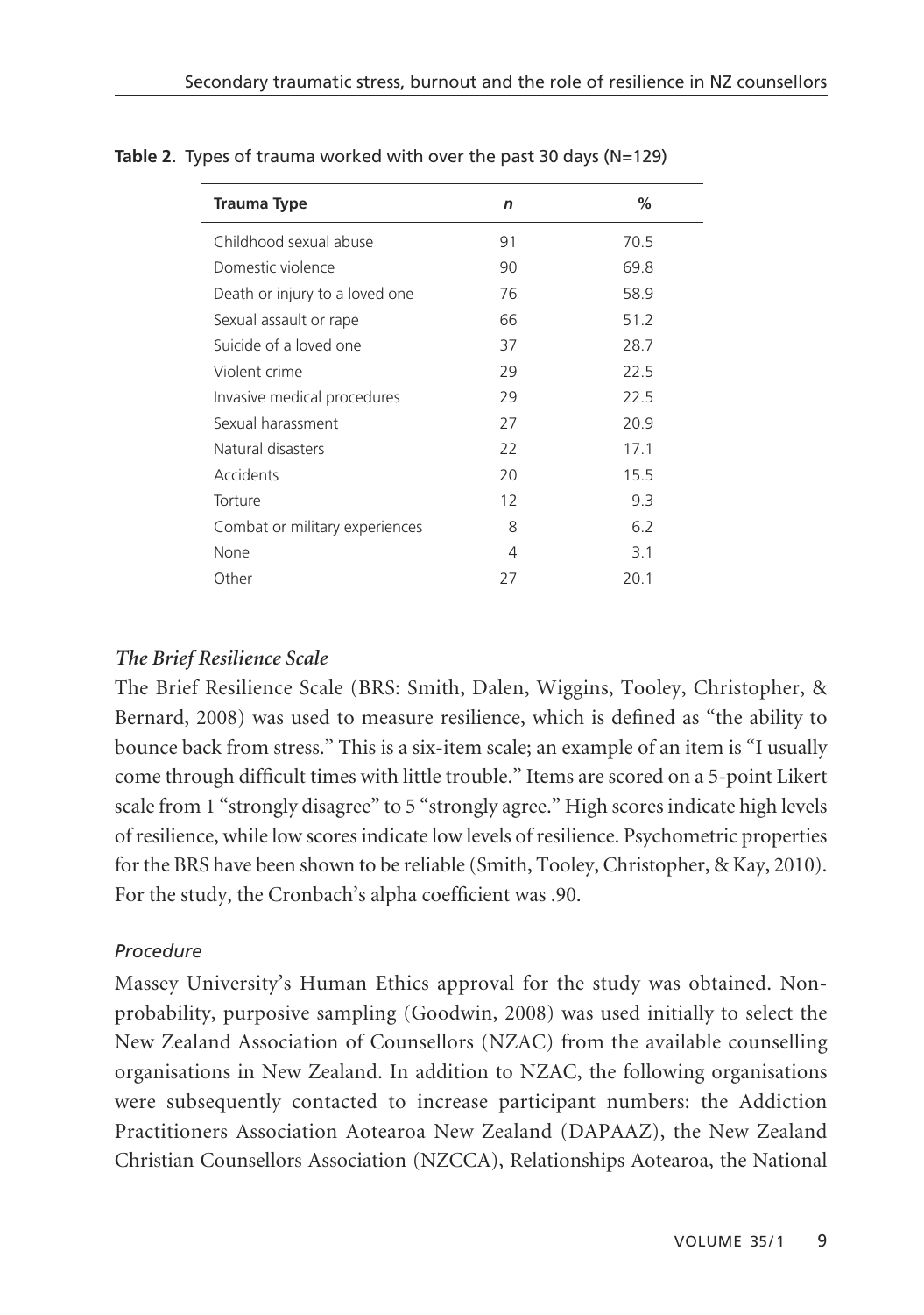**Table 2.** Types of trauma worked with over the past 30 days (N=129)

| Trauma Type | *n* | % |
|---|---|---|
| Childhood sexual abuse | 91 | 70.5 |
| Domestic violence | 90 | 69.8 |
| Death or injury to a loved one | 76 | 58.9 |
| Sexual assault or rape | 66 | 51.2 |
| Suicide of a loved one | 37 | 28.7 |
| Violent crime | 29 | 22.5 |
| Invasive medical procedures | 29 | 22.5 |
| Sexual harassment | 27 | 20.9 |
| Natural disasters | 22 | 17.1 |
| Accidents | 20 | 15.5 |
| Torture | 12 | 9.3 |
| Combat or military experiences | 8 | 6.2 |
| None | 4 | 3.1 |
| Other | 27 | 20.1 |

### *The Brief Resilience Scale*

The Brief Resilience Scale (BRS: Smith, Dalen, Wiggins, Tooley, Christopher, & Bernard, 2008) was used to measure resilience, which is defined as "the ability to bounce back from stress." This is a six-item scale; an example of an item is "I usually come through difficult times with little trouble." Items are scored on a 5-point Likert scale from 1 "strongly disagree" to 5 "strongly agree." High scores indicate high levels of resilience, while low scores indicate low levels of resilience. Psychometric properties for the BRS have been shown to be reliable (Smith, Tooley, Christopher, & Kay, 2010). For the study, the Cronbach's alpha coefficient was .90.

### *Procedure*

Massey University's Human Ethics approval for the study was obtained. Non-probability, purposive sampling (Goodwin, 2008) was used initially to select the New Zealand Association of Counsellors (NZAC) from the available counselling organisations in New Zealand. In addition to NZAC, the following organisations were subsequently contacted to increase participant numbers: the Addiction Practitioners Association Aotearoa New Zealand (DAPAAZ), the New Zealand Christian Counsellors Association (NZCCA), Relationships Aotearoa, the National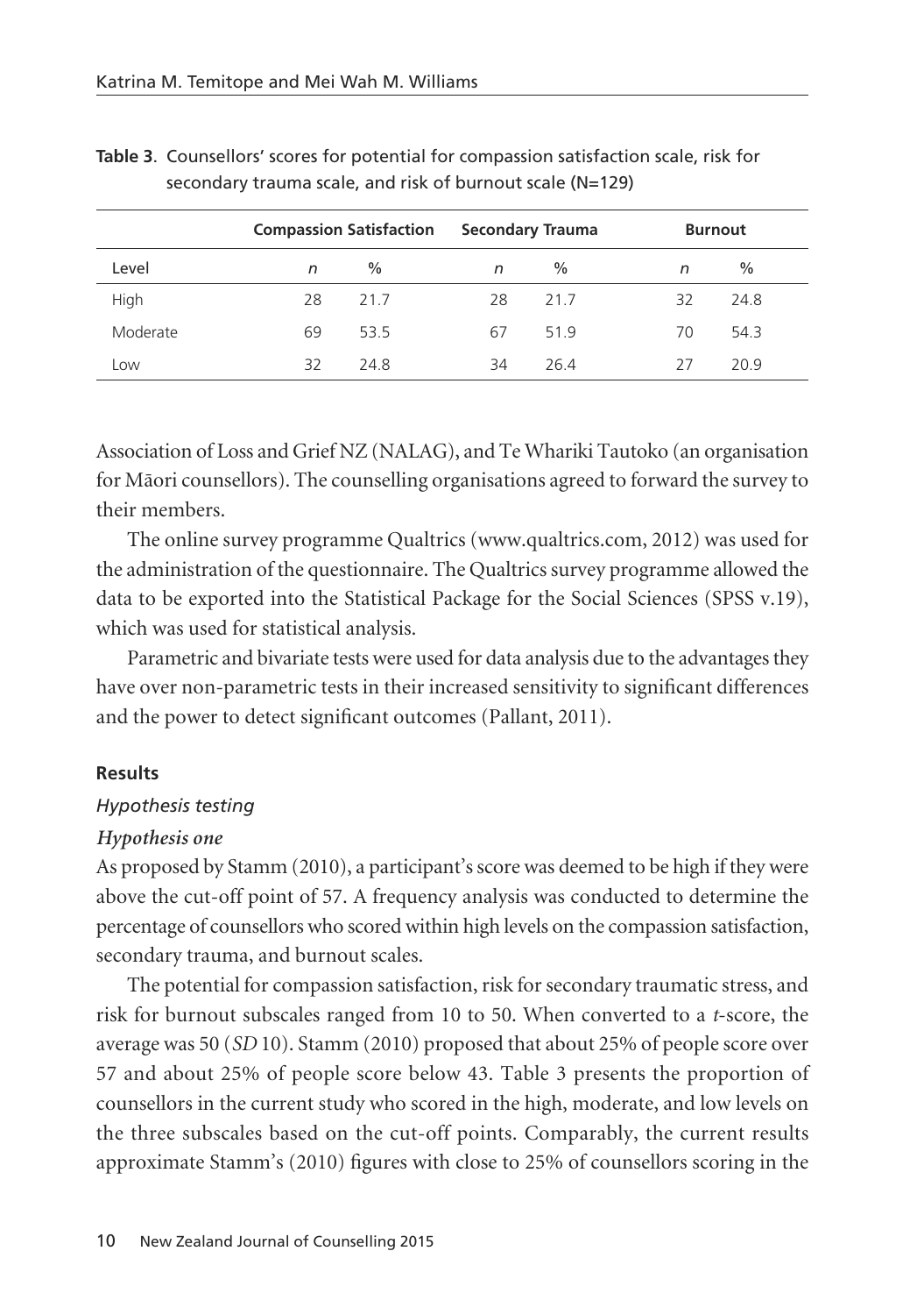**Table 3**. Counsellors' scores for potential for compassion satisfaction scale, risk for secondary trauma scale, and risk of burnout scale (N=129)

| | Compassion Satisfaction | | Secondary Trauma | | Burnout | |
|---|---|---|---|---|---|---|
| Level | *n* | % | *n* | % | *n* | % |
| High | 28 | 21.7 | 28 | 21.7 | 32 | 24.8 |
| Moderate | 69 | 53.5 | 67 | 51.9 | 70 | 54.3 |
| Low | 32 | 24.8 | 34 | 26.4 | 27 | 20.9 |

Association of Loss and Grief NZ (NALAG), and Te Whariki Tautoko (an organisation for Māori counsellors). The counselling organisations agreed to forward the survey to their members.

The online survey programme Qualtrics (www.qualtrics.com, 2012) was used for the administration of the questionnaire. The Qualtrics survey programme allowed the data to be exported into the Statistical Package for the Social Sciences (SPSS v.19), which was used for statistical analysis.

Parametric and bivariate tests were used for data analysis due to the advantages they have over non-parametric tests in their increased sensitivity to significant differences and the power to detect significant outcomes (Pallant, 2011).

**Results**

*Hypothesis testing*

***Hypothesis one***

As proposed by Stamm (2010), a participant's score was deemed to be high if they were above the cut-off point of 57. A frequency analysis was conducted to determine the percentage of counsellors who scored within high levels on the compassion satisfaction, secondary trauma, and burnout scales.

The potential for compassion satisfaction, risk for secondary traumatic stress, and risk for burnout subscales ranged from 10 to 50. When converted to a *t*-score, the average was 50 (*SD* 10). Stamm (2010) proposed that about 25% of people score over 57 and about 25% of people score below 43. Table 3 presents the proportion of counsellors in the current study who scored in the high, moderate, and low levels on the three subscales based on the cut-off points. Comparably, the current results approximate Stamm's (2010) figures with close to 25% of counsellors scoring in the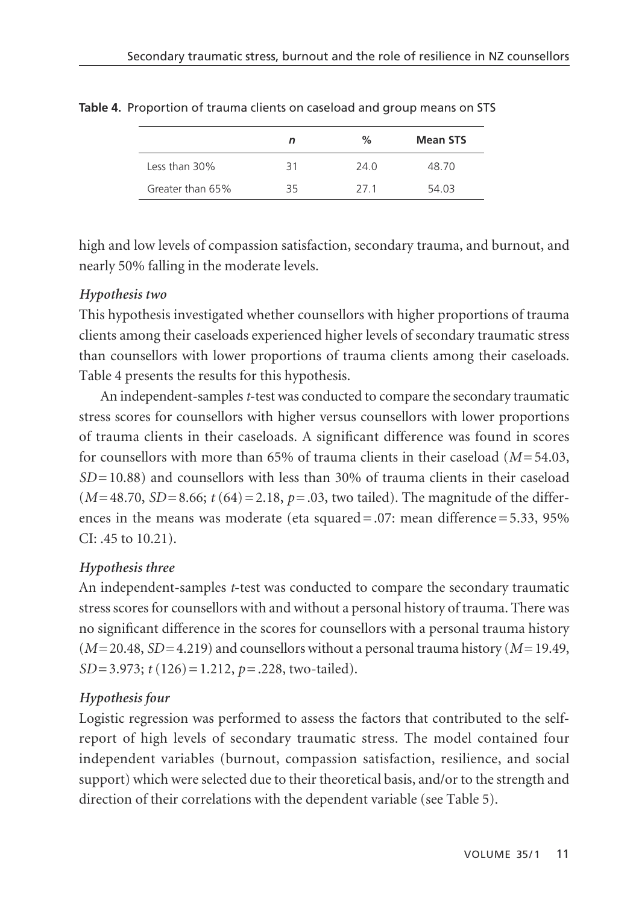**Table 4.** Proportion of trauma clients on caseload and group means on STS

| | *n* | % | Mean STS |
|---|---|---|---|
| Less than 30% | 31 | 24.0 | 48.70 |
| Greater than 65% | 35 | 27.1 | 54.03 |

high and low levels of compassion satisfaction, secondary trauma, and burnout, and nearly 50% falling in the moderate levels.

### *Hypothesis two*

This hypothesis investigated whether counsellors with higher proportions of trauma clients among their caseloads experienced higher levels of secondary traumatic stress than counsellors with lower proportions of trauma clients among their caseloads. Table 4 presents the results for this hypothesis.

An independent-samples *t*-test was conducted to compare the secondary traumatic stress scores for counsellors with higher versus counsellors with lower proportions of trauma clients in their caseloads. A significant difference was found in scores for counsellors with more than 65% of trauma clients in their caseload ($M = 54.03$, $SD = 10.88$) and counsellors with less than 30% of trauma clients in their caseload ($M = 48.70$, $SD = 8.66$; $t\,(64) = 2.18$, $p = .03$, two tailed). The magnitude of the differences in the means was moderate (eta squared = .07: mean difference = 5.33, 95% CI: .45 to 10.21).

### *Hypothesis three*

An independent-samples *t*-test was conducted to compare the secondary traumatic stress scores for counsellors with and without a personal history of trauma. There was no significant difference in the scores for counsellors with a personal trauma history ($M = 20.48$, $SD = 4.219$) and counsellors without a personal trauma history ($M = 19.49$, $SD = 3.973$; $t\,(126) = 1.212$, $p = .228$, two-tailed).

### *Hypothesis four*

Logistic regression was performed to assess the factors that contributed to the self-report of high levels of secondary traumatic stress. The model contained four independent variables (burnout, compassion satisfaction, resilience, and social support) which were selected due to their theoretical basis, and/or to the strength and direction of their correlations with the dependent variable (see Table 5).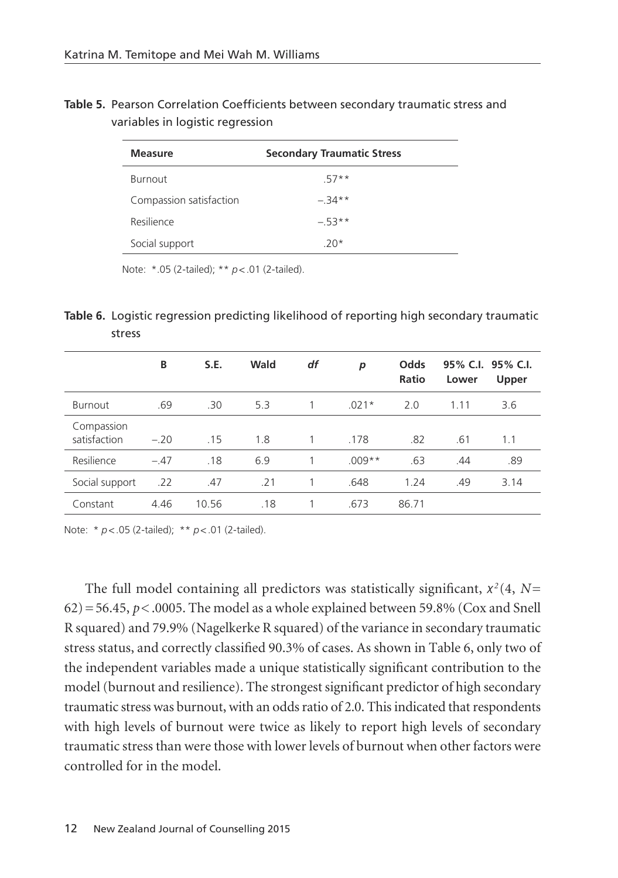**Table 5.** Pearson Correlation Coefficients between secondary traumatic stress and variables in logistic regression

| Measure | Secondary Traumatic Stress |
|---|---|
| Burnout | .57** |
| Compassion satisfaction | −.34** |
| Resilience | −.53** |
| Social support | .20* |

Note: *.05 (2-tailed); ** $p < .01$ (2-tailed).

**Table 6.** Logistic regression predicting likelihood of reporting high secondary traumatic stress

| | B | S.E. | Wald | *df* | *p* | Odds Ratio | 95% C.I. Lower | 95% C.I. Upper |
|---|---|---|---|---|---|---|---|---|
| Burnout | .69 | .30 | 5.3 | 1 | .021* | 2.0 | 1.11 | 3.6 |
| Compassion satisfaction | −.20 | .15 | 1.8 | 1 | .178 | .82 | .61 | 1.1 |
| Resilience | −.47 | .18 | 6.9 | 1 | .009** | .63 | .44 | .89 |
| Social support | .22 | .47 | .21 | 1 | .648 | 1.24 | .49 | 3.14 |
| Constant | 4.46 | 10.56 | .18 | 1 | .673 | 86.71 | | |

Note: * $p < .05$ (2-tailed); ** $p < .01$ (2-tailed).

The full model containing all predictors was statistically significant, $x^2(4, N = 62) = 56.45$, $p < .0005$. The model as a whole explained between 59.8% (Cox and Snell R squared) and 79.9% (Nagelkerke R squared) of the variance in secondary traumatic stress status, and correctly classified 90.3% of cases. As shown in Table 6, only two of the independent variables made a unique statistically significant contribution to the model (burnout and resilience). The strongest significant predictor of high secondary traumatic stress was burnout, with an odds ratio of 2.0. This indicated that respondents with high levels of burnout were twice as likely to report high levels of secondary traumatic stress than were those with lower levels of burnout when other factors were controlled for in the model.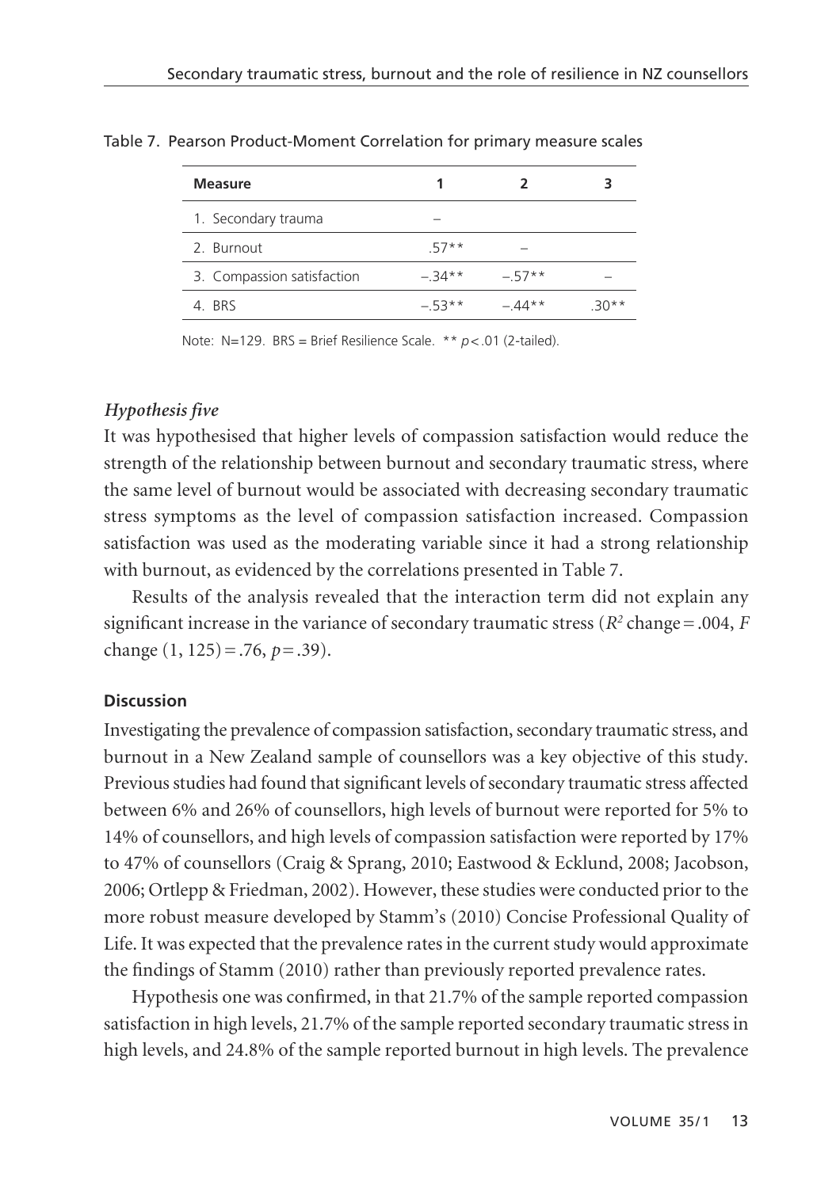Table 7. Pearson Product-Moment Correlation for primary measure scales

| Measure | 1 | 2 | 3 |
|---|---|---|---|
| 1. Secondary trauma | – | | |
| 2. Burnout | .57** | – | |
| 3. Compassion satisfaction | –.34** | –.57** | – |
| 4. BRS | –.53** | –.44** | .30** |

Note: N=129. BRS = Brief Resilience Scale. ** $p < .01$ (2-tailed).

### *Hypothesis five*

It was hypothesised that higher levels of compassion satisfaction would reduce the strength of the relationship between burnout and secondary traumatic stress, where the same level of burnout would be associated with decreasing secondary traumatic stress symptoms as the level of compassion satisfaction increased. Compassion satisfaction was used as the moderating variable since it had a strong relationship with burnout, as evidenced by the correlations presented in Table 7.

Results of the analysis revealed that the interaction term did not explain any significant increase in the variance of secondary traumatic stress ($R^2$ change = .004, $F$ change $(1, 125) = .76$, $p = .39$).

### Discussion

Investigating the prevalence of compassion satisfaction, secondary traumatic stress, and burnout in a New Zealand sample of counsellors was a key objective of this study. Previous studies had found that significant levels of secondary traumatic stress affected between 6% and 26% of counsellors, high levels of burnout were reported for 5% to 14% of counsellors, and high levels of compassion satisfaction were reported by 17% to 47% of counsellors (Craig & Sprang, 2010; Eastwood & Ecklund, 2008; Jacobson, 2006; Ortlepp & Friedman, 2002). However, these studies were conducted prior to the more robust measure developed by Stamm's (2010) Concise Professional Quality of Life. It was expected that the prevalence rates in the current study would approximate the findings of Stamm (2010) rather than previously reported prevalence rates.

Hypothesis one was confirmed, in that 21.7% of the sample reported compassion satisfaction in high levels, 21.7% of the sample reported secondary traumatic stress in high levels, and 24.8% of the sample reported burnout in high levels. The prevalence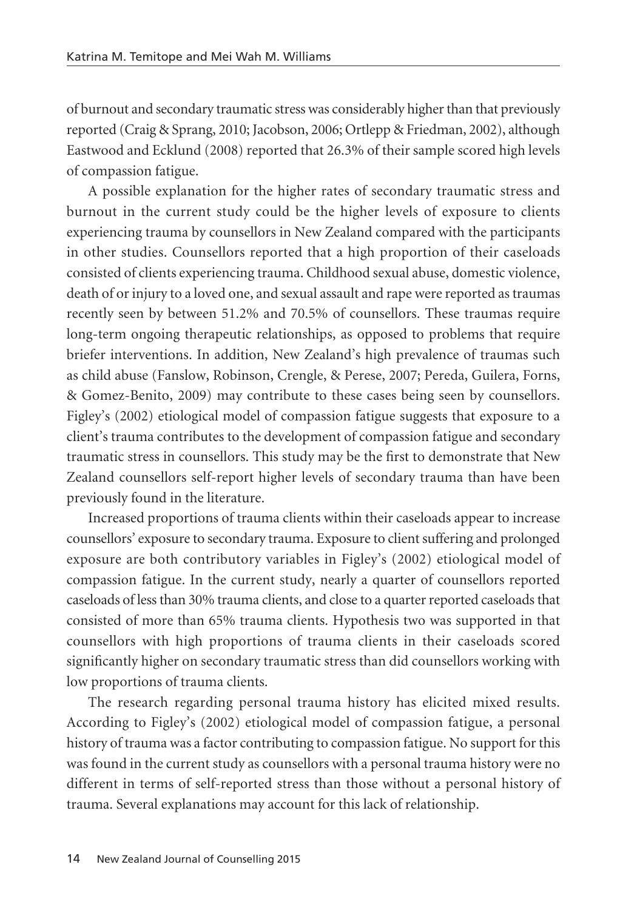of burnout and secondary traumatic stress was considerably higher than that previously reported (Craig & Sprang, 2010; Jacobson, 2006; Ortlepp & Friedman, 2002), although Eastwood and Ecklund (2008) reported that 26.3% of their sample scored high levels of compassion fatigue.

A possible explanation for the higher rates of secondary traumatic stress and burnout in the current study could be the higher levels of exposure to clients experiencing trauma by counsellors in New Zealand compared with the participants in other studies. Counsellors reported that a high proportion of their caseloads consisted of clients experiencing trauma. Childhood sexual abuse, domestic violence, death of or injury to a loved one, and sexual assault and rape were reported as traumas recently seen by between 51.2% and 70.5% of counsellors. These traumas require long-term ongoing therapeutic relationships, as opposed to problems that require briefer interventions. In addition, New Zealand's high prevalence of traumas such as child abuse (Fanslow, Robinson, Crengle, & Perese, 2007; Pereda, Guilera, Forns, & Gomez-Benito, 2009) may contribute to these cases being seen by counsellors. Figley's (2002) etiological model of compassion fatigue suggests that exposure to a client's trauma contributes to the development of compassion fatigue and secondary traumatic stress in counsellors. This study may be the first to demonstrate that New Zealand counsellors self-report higher levels of secondary trauma than have been previously found in the literature.

Increased proportions of trauma clients within their caseloads appear to increase counsellors' exposure to secondary trauma. Exposure to client suffering and prolonged exposure are both contributory variables in Figley's (2002) etiological model of compassion fatigue. In the current study, nearly a quarter of counsellors reported caseloads of less than 30% trauma clients, and close to a quarter reported caseloads that consisted of more than 65% trauma clients. Hypothesis two was supported in that counsellors with high proportions of trauma clients in their caseloads scored significantly higher on secondary traumatic stress than did counsellors working with low proportions of trauma clients.

The research regarding personal trauma history has elicited mixed results. According to Figley's (2002) etiological model of compassion fatigue, a personal history of trauma was a factor contributing to compassion fatigue. No support for this was found in the current study as counsellors with a personal trauma history were no different in terms of self-reported stress than those without a personal history of trauma. Several explanations may account for this lack of relationship.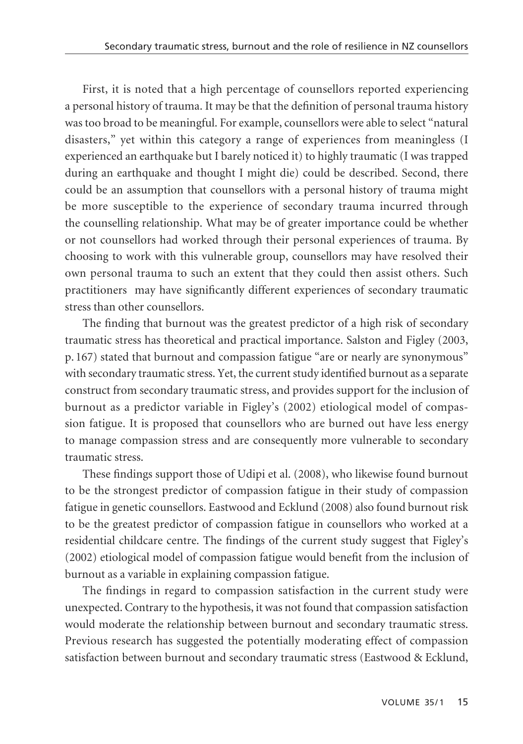First, it is noted that a high percentage of counsellors reported experiencing a personal history of trauma. It may be that the definition of personal trauma history was too broad to be meaningful. For example, counsellors were able to select "natural disasters," yet within this category a range of experiences from meaningless (I experienced an earthquake but I barely noticed it) to highly traumatic (I was trapped during an earthquake and thought I might die) could be described. Second, there could be an assumption that counsellors with a personal history of trauma might be more susceptible to the experience of secondary trauma incurred through the counselling relationship. What may be of greater importance could be whether or not counsellors had worked through their personal experiences of trauma. By choosing to work with this vulnerable group, counsellors may have resolved their own personal trauma to such an extent that they could then assist others. Such practitioners may have significantly different experiences of secondary traumatic stress than other counsellors.

The finding that burnout was the greatest predictor of a high risk of secondary traumatic stress has theoretical and practical importance. Salston and Figley (2003, p. 167) stated that burnout and compassion fatigue "are or nearly are synonymous" with secondary traumatic stress. Yet, the current study identified burnout as a separate construct from secondary traumatic stress, and provides support for the inclusion of burnout as a predictor variable in Figley's (2002) etiological model of compassion fatigue. It is proposed that counsellors who are burned out have less energy to manage compassion stress and are consequently more vulnerable to secondary traumatic stress.

These findings support those of Udipi et al. (2008), who likewise found burnout to be the strongest predictor of compassion fatigue in their study of compassion fatigue in genetic counsellors. Eastwood and Ecklund (2008) also found burnout risk to be the greatest predictor of compassion fatigue in counsellors who worked at a residential childcare centre. The findings of the current study suggest that Figley's (2002) etiological model of compassion fatigue would benefit from the inclusion of burnout as a variable in explaining compassion fatigue.

The findings in regard to compassion satisfaction in the current study were unexpected. Contrary to the hypothesis, it was not found that compassion satisfaction would moderate the relationship between burnout and secondary traumatic stress. Previous research has suggested the potentially moderating effect of compassion satisfaction between burnout and secondary traumatic stress (Eastwood & Ecklund,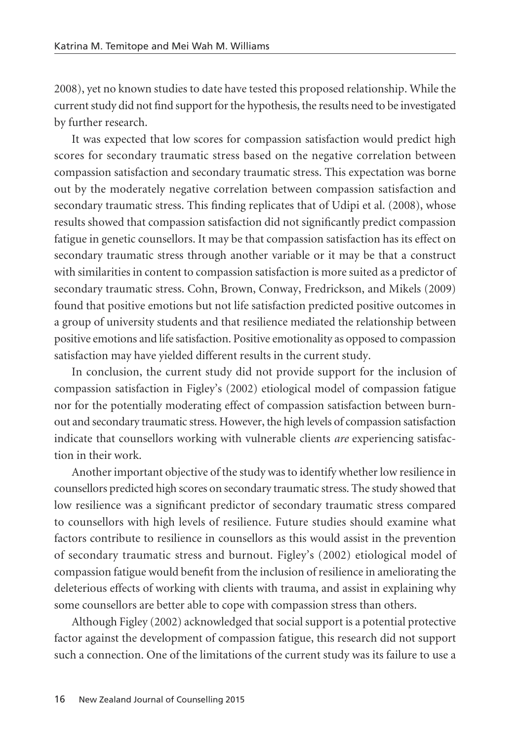2008), yet no known studies to date have tested this proposed relationship. While the current study did not find support for the hypothesis, the results need to be investigated by further research.

It was expected that low scores for compassion satisfaction would predict high scores for secondary traumatic stress based on the negative correlation between compassion satisfaction and secondary traumatic stress. This expectation was borne out by the moderately negative correlation between compassion satisfaction and secondary traumatic stress. This finding replicates that of Udipi et al. (2008), whose results showed that compassion satisfaction did not significantly predict compassion fatigue in genetic counsellors. It may be that compassion satisfaction has its effect on secondary traumatic stress through another variable or it may be that a construct with similarities in content to compassion satisfaction is more suited as a predictor of secondary traumatic stress. Cohn, Brown, Conway, Fredrickson, and Mikels (2009) found that positive emotions but not life satisfaction predicted positive outcomes in a group of university students and that resilience mediated the relationship between positive emotions and life satisfaction. Positive emotionality as opposed to compassion satisfaction may have yielded different results in the current study.

In conclusion, the current study did not provide support for the inclusion of compassion satisfaction in Figley's (2002) etiological model of compassion fatigue nor for the potentially moderating effect of compassion satisfaction between burnout and secondary traumatic stress. However, the high levels of compassion satisfaction indicate that counsellors working with vulnerable clients *are* experiencing satisfaction in their work.

Another important objective of the study was to identify whether low resilience in counsellors predicted high scores on secondary traumatic stress. The study showed that low resilience was a significant predictor of secondary traumatic stress compared to counsellors with high levels of resilience. Future studies should examine what factors contribute to resilience in counsellors as this would assist in the prevention of secondary traumatic stress and burnout. Figley's (2002) etiological model of compassion fatigue would benefit from the inclusion of resilience in ameliorating the deleterious effects of working with clients with trauma, and assist in explaining why some counsellors are better able to cope with compassion stress than others.

Although Figley (2002) acknowledged that social support is a potential protective factor against the development of compassion fatigue, this research did not support such a connection. One of the limitations of the current study was its failure to use a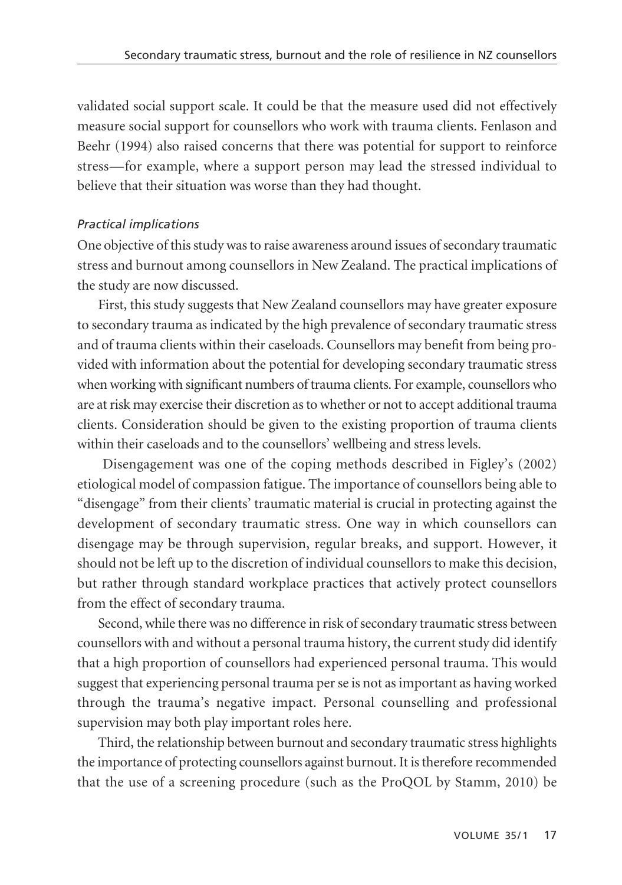validated social support scale. It could be that the measure used did not effectively measure social support for counsellors who work with trauma clients. Fenlason and Beehr (1994) also raised concerns that there was potential for support to reinforce stress—for example, where a support person may lead the stressed individual to believe that their situation was worse than they had thought.

*Practical implications*

One objective of this study was to raise awareness around issues of secondary traumatic stress and burnout among counsellors in New Zealand. The practical implications of the study are now discussed.

First, this study suggests that New Zealand counsellors may have greater exposure to secondary trauma as indicated by the high prevalence of secondary traumatic stress and of trauma clients within their caseloads. Counsellors may benefit from being provided with information about the potential for developing secondary traumatic stress when working with significant numbers of trauma clients. For example, counsellors who are at risk may exercise their discretion as to whether or not to accept additional trauma clients. Consideration should be given to the existing proportion of trauma clients within their caseloads and to the counsellors' wellbeing and stress levels.

Disengagement was one of the coping methods described in Figley's (2002) etiological model of compassion fatigue. The importance of counsellors being able to "disengage" from their clients' traumatic material is crucial in protecting against the development of secondary traumatic stress. One way in which counsellors can disengage may be through supervision, regular breaks, and support. However, it should not be left up to the discretion of individual counsellors to make this decision, but rather through standard workplace practices that actively protect counsellors from the effect of secondary trauma.

Second, while there was no difference in risk of secondary traumatic stress between counsellors with and without a personal trauma history, the current study did identify that a high proportion of counsellors had experienced personal trauma. This would suggest that experiencing personal trauma per se is not as important as having worked through the trauma's negative impact. Personal counselling and professional supervision may both play important roles here.

Third, the relationship between burnout and secondary traumatic stress highlights the importance of protecting counsellors against burnout. It is therefore recommended that the use of a screening procedure (such as the ProQOL by Stamm, 2010) be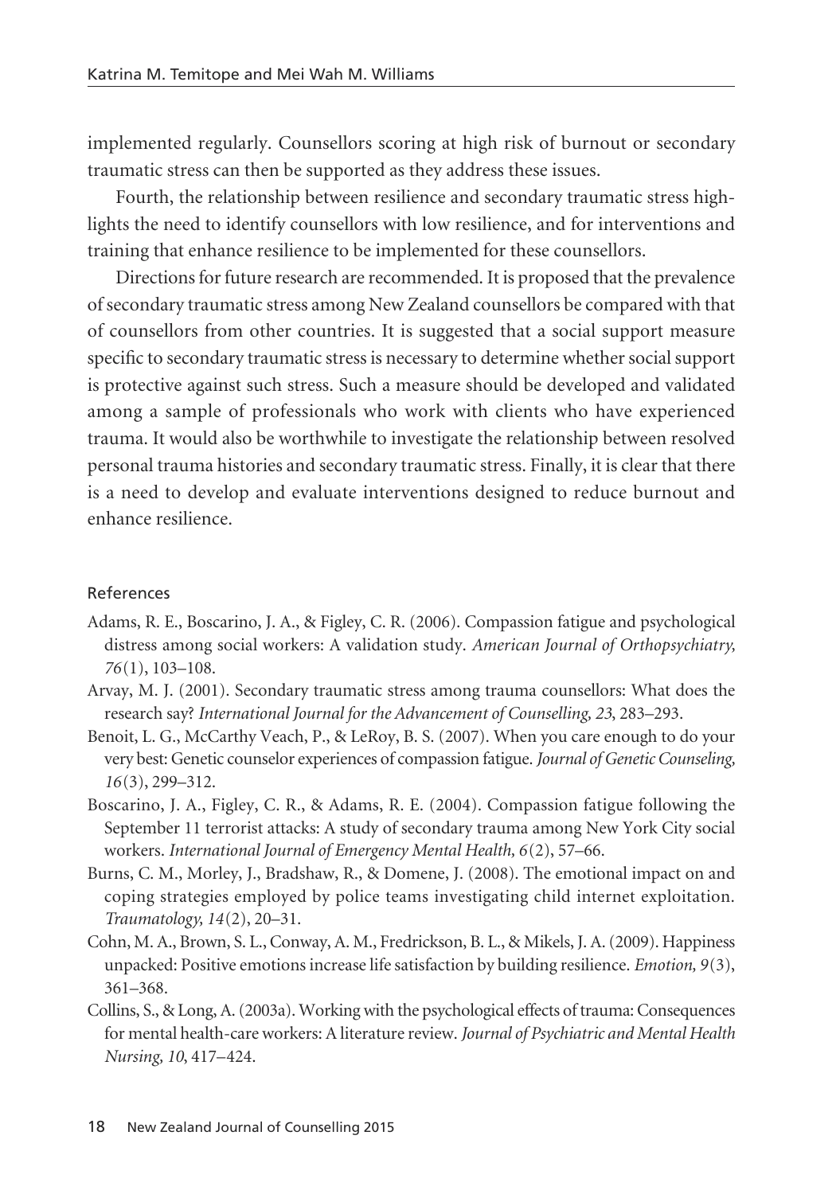implemented regularly. Counsellors scoring at high risk of burnout or secondary traumatic stress can then be supported as they address these issues.

Fourth, the relationship between resilience and secondary traumatic stress highlights the need to identify counsellors with low resilience, and for interventions and training that enhance resilience to be implemented for these counsellors.

Directions for future research are recommended. It is proposed that the prevalence of secondary traumatic stress among New Zealand counsellors be compared with that of counsellors from other countries. It is suggested that a social support measure specific to secondary traumatic stress is necessary to determine whether social support is protective against such stress. Such a measure should be developed and validated among a sample of professionals who work with clients who have experienced trauma. It would also be worthwhile to investigate the relationship between resolved personal trauma histories and secondary traumatic stress. Finally, it is clear that there is a need to develop and evaluate interventions designed to reduce burnout and enhance resilience.

## References

Adams, R. E., Boscarino, J. A., & Figley, C. R. (2006). Compassion fatigue and psychological distress among social workers: A validation study. *American Journal of Orthopsychiatry, 76*(1), 103–108.

Arvay, M. J. (2001). Secondary traumatic stress among trauma counsellors: What does the research say? *International Journal for the Advancement of Counselling, 23*, 283–293.

Benoit, L. G., McCarthy Veach, P., & LeRoy, B. S. (2007). When you care enough to do your very best: Genetic counselor experiences of compassion fatigue. *Journal of Genetic Counseling, 16*(3), 299–312.

Boscarino, J. A., Figley, C. R., & Adams, R. E. (2004). Compassion fatigue following the September 11 terrorist attacks: A study of secondary trauma among New York City social workers. *International Journal of Emergency Mental Health, 6*(2), 57–66.

Burns, C. M., Morley, J., Bradshaw, R., & Domene, J. (2008). The emotional impact on and coping strategies employed by police teams investigating child internet exploitation. *Traumatology, 14*(2), 20–31.

Cohn, M. A., Brown, S. L., Conway, A. M., Fredrickson, B. L., & Mikels, J. A. (2009). Happiness unpacked: Positive emotions increase life satisfaction by building resilience. *Emotion, 9*(3), 361–368.

Collins, S., & Long, A. (2003a). Working with the psychological effects of trauma: Consequences for mental health-care workers: A literature review. *Journal of Psychiatric and Mental Health Nursing, 10*, 417–424.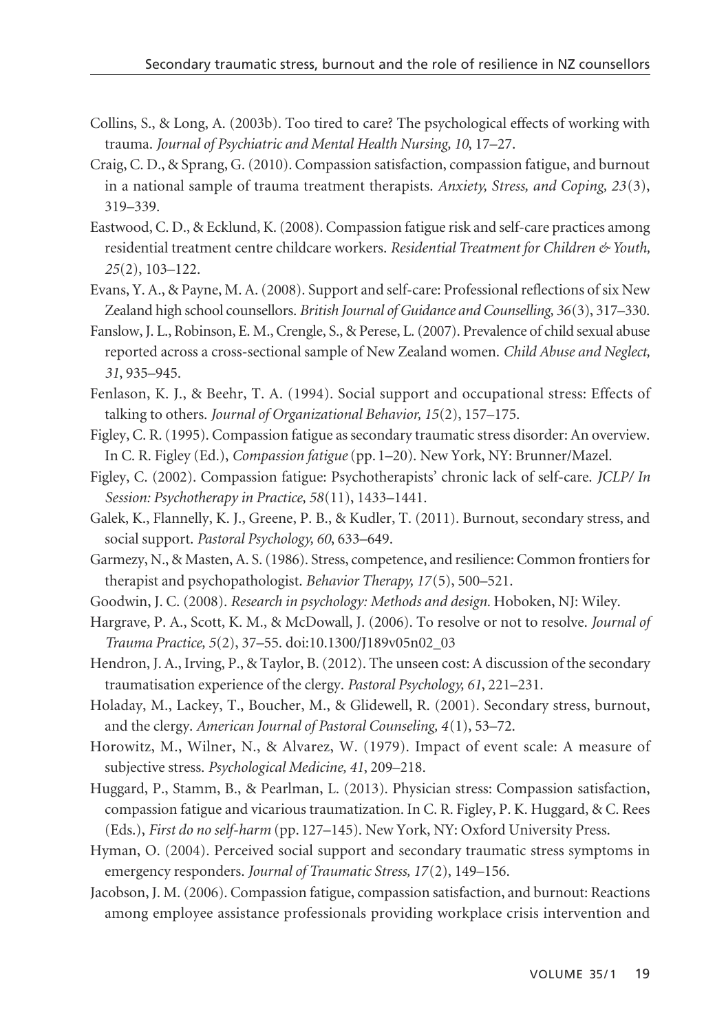Collins, S., & Long, A. (2003b). Too tired to care? The psychological effects of working with trauma. *Journal of Psychiatric and Mental Health Nursing, 10*, 17–27.

Craig, C. D., & Sprang, G. (2010). Compassion satisfaction, compassion fatigue, and burnout in a national sample of trauma treatment therapists. *Anxiety, Stress, and Coping, 23*(3), 319–339.

Eastwood, C. D., & Ecklund, K. (2008). Compassion fatigue risk and self-care practices among residential treatment centre childcare workers. *Residential Treatment for Children & Youth, 25*(2), 103–122.

Evans, Y. A., & Payne, M. A. (2008). Support and self-care: Professional reflections of six New Zealand high school counsellors. *British Journal of Guidance and Counselling, 36*(3), 317–330.

Fanslow, J. L., Robinson, E. M., Crengle, S., & Perese, L. (2007). Prevalence of child sexual abuse reported across a cross-sectional sample of New Zealand women. *Child Abuse and Neglect, 31*, 935–945.

Fenlason, K. J., & Beehr, T. A. (1994). Social support and occupational stress: Effects of talking to others. *Journal of Organizational Behavior, 15*(2), 157–175.

Figley, C. R. (1995). Compassion fatigue as secondary traumatic stress disorder: An overview. In C. R. Figley (Ed.), *Compassion fatigue* (pp. 1–20). New York, NY: Brunner/Mazel.

Figley, C. (2002). Compassion fatigue: Psychotherapists' chronic lack of self-care. *JCLP/ In Session: Psychotherapy in Practice, 58*(11), 1433–1441.

Galek, K., Flannelly, K. J., Greene, P. B., & Kudler, T. (2011). Burnout, secondary stress, and social support. *Pastoral Psychology, 60*, 633–649.

Garmezy, N., & Masten, A. S. (1986). Stress, competence, and resilience: Common frontiers for therapist and psychopathologist. *Behavior Therapy, 17*(5), 500–521.

Goodwin, J. C. (2008). *Research in psychology: Methods and design*. Hoboken, NJ: Wiley.

Hargrave, P. A., Scott, K. M., & McDowall, J. (2006). To resolve or not to resolve. *Journal of Trauma Practice, 5*(2), 37–55. doi:10.1300/J189v05n02_03

Hendron, J. A., Irving, P., & Taylor, B. (2012). The unseen cost: A discussion of the secondary traumatisation experience of the clergy. *Pastoral Psychology, 61*, 221–231.

Holaday, M., Lackey, T., Boucher, M., & Glidewell, R. (2001). Secondary stress, burnout, and the clergy. *American Journal of Pastoral Counseling, 4*(1), 53–72.

Horowitz, M., Wilner, N., & Alvarez, W. (1979). Impact of event scale: A measure of subjective stress. *Psychological Medicine, 41*, 209–218.

Huggard, P., Stamm, B., & Pearlman, L. (2013). Physician stress: Compassion satisfaction, compassion fatigue and vicarious traumatization. In C. R. Figley, P. K. Huggard, & C. Rees (Eds.), *First do no self-harm* (pp. 127–145). New York, NY: Oxford University Press.

Hyman, O. (2004). Perceived social support and secondary traumatic stress symptoms in emergency responders. *Journal of Traumatic Stress, 17*(2), 149–156.

Jacobson, J. M. (2006). Compassion fatigue, compassion satisfaction, and burnout: Reactions among employee assistance professionals providing workplace crisis intervention and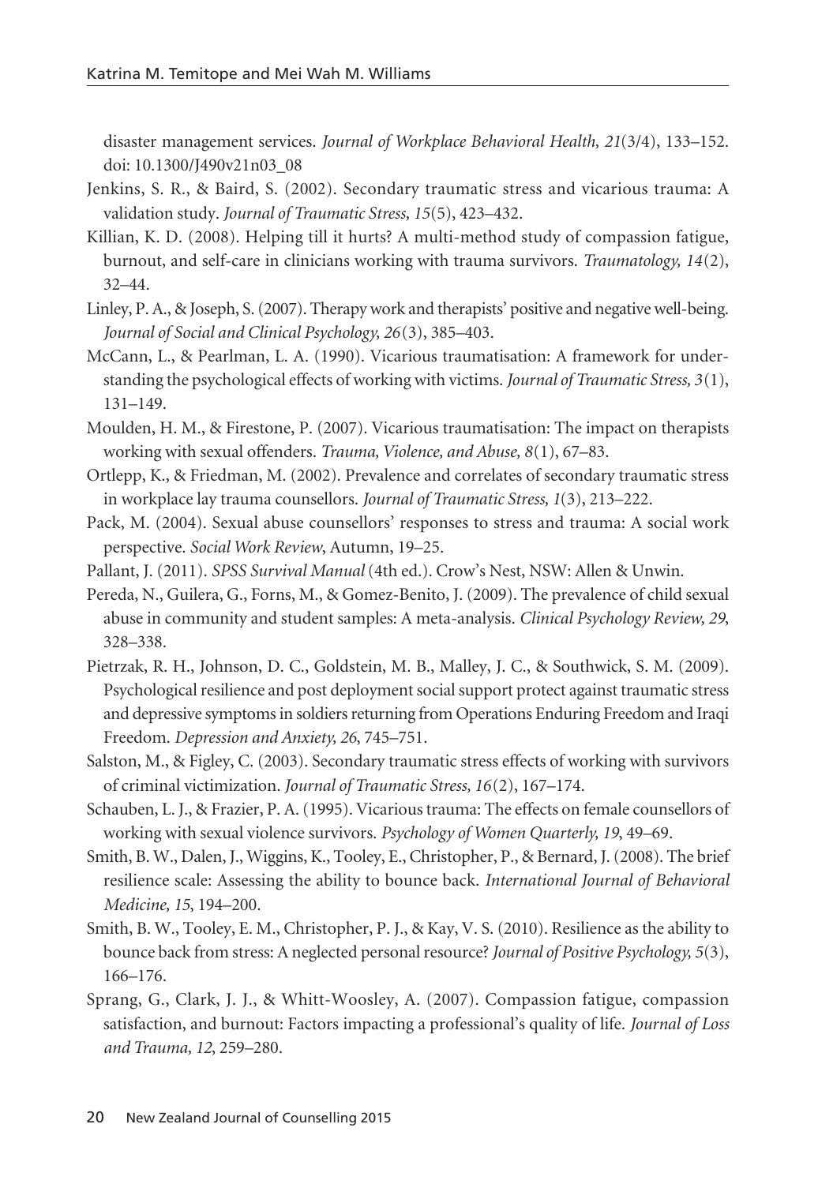disaster management services. *Journal of Workplace Behavioral Health, 21*(3/4), 133–152. doi: 10.1300/J490v21n03_08

Jenkins, S. R., & Baird, S. (2002). Secondary traumatic stress and vicarious trauma: A validation study. *Journal of Traumatic Stress, 15*(5), 423–432.

Killian, K. D. (2008). Helping till it hurts? A multi-method study of compassion fatigue, burnout, and self-care in clinicians working with trauma survivors. *Traumatology, 14*(2), 32–44.

Linley, P. A., & Joseph, S. (2007). Therapy work and therapists' positive and negative well-being. *Journal of Social and Clinical Psychology, 26*(3), 385–403.

McCann, L., & Pearlman, L. A. (1990). Vicarious traumatisation: A framework for understanding the psychological effects of working with victims. *Journal of Traumatic Stress, 3*(1), 131–149.

Moulden, H. M., & Firestone, P. (2007). Vicarious traumatisation: The impact on therapists working with sexual offenders. *Trauma, Violence, and Abuse, 8*(1), 67–83.

Ortlepp, K., & Friedman, M. (2002). Prevalence and correlates of secondary traumatic stress in workplace lay trauma counsellors. *Journal of Traumatic Stress, 1*(3), 213–222.

Pack, M. (2004). Sexual abuse counsellors' responses to stress and trauma: A social work perspective. *Social Work Review*, Autumn, 19–25.

Pallant, J. (2011). *SPSS Survival Manual* (4th ed.). Crow's Nest, NSW: Allen & Unwin.

Pereda, N., Guilera, G., Forns, M., & Gomez-Benito, J. (2009). The prevalence of child sexual abuse in community and student samples: A meta-analysis. *Clinical Psychology Review, 29*, 328–338.

Pietrzak, R. H., Johnson, D. C., Goldstein, M. B., Malley, J. C., & Southwick, S. M. (2009). Psychological resilience and post deployment social support protect against traumatic stress and depressive symptoms in soldiers returning from Operations Enduring Freedom and Iraqi Freedom. *Depression and Anxiety, 26*, 745–751.

Salston, M., & Figley, C. (2003). Secondary traumatic stress effects of working with survivors of criminal victimization. *Journal of Traumatic Stress, 16*(2), 167–174.

Schauben, L. J., & Frazier, P. A. (1995). Vicarious trauma: The effects on female counsellors of working with sexual violence survivors. *Psychology of Women Quarterly, 19*, 49–69.

Smith, B. W., Dalen, J., Wiggins, K., Tooley, E., Christopher, P., & Bernard, J. (2008). The brief resilience scale: Assessing the ability to bounce back. *International Journal of Behavioral Medicine, 15*, 194–200.

Smith, B. W., Tooley, E. M., Christopher, P. J., & Kay, V. S. (2010). Resilience as the ability to bounce back from stress: A neglected personal resource? *Journal of Positive Psychology, 5*(3), 166–176.

Sprang, G., Clark, J. J., & Whitt-Woosley, A. (2007). Compassion fatigue, compassion satisfaction, and burnout: Factors impacting a professional's quality of life. *Journal of Loss and Trauma, 12*, 259–280.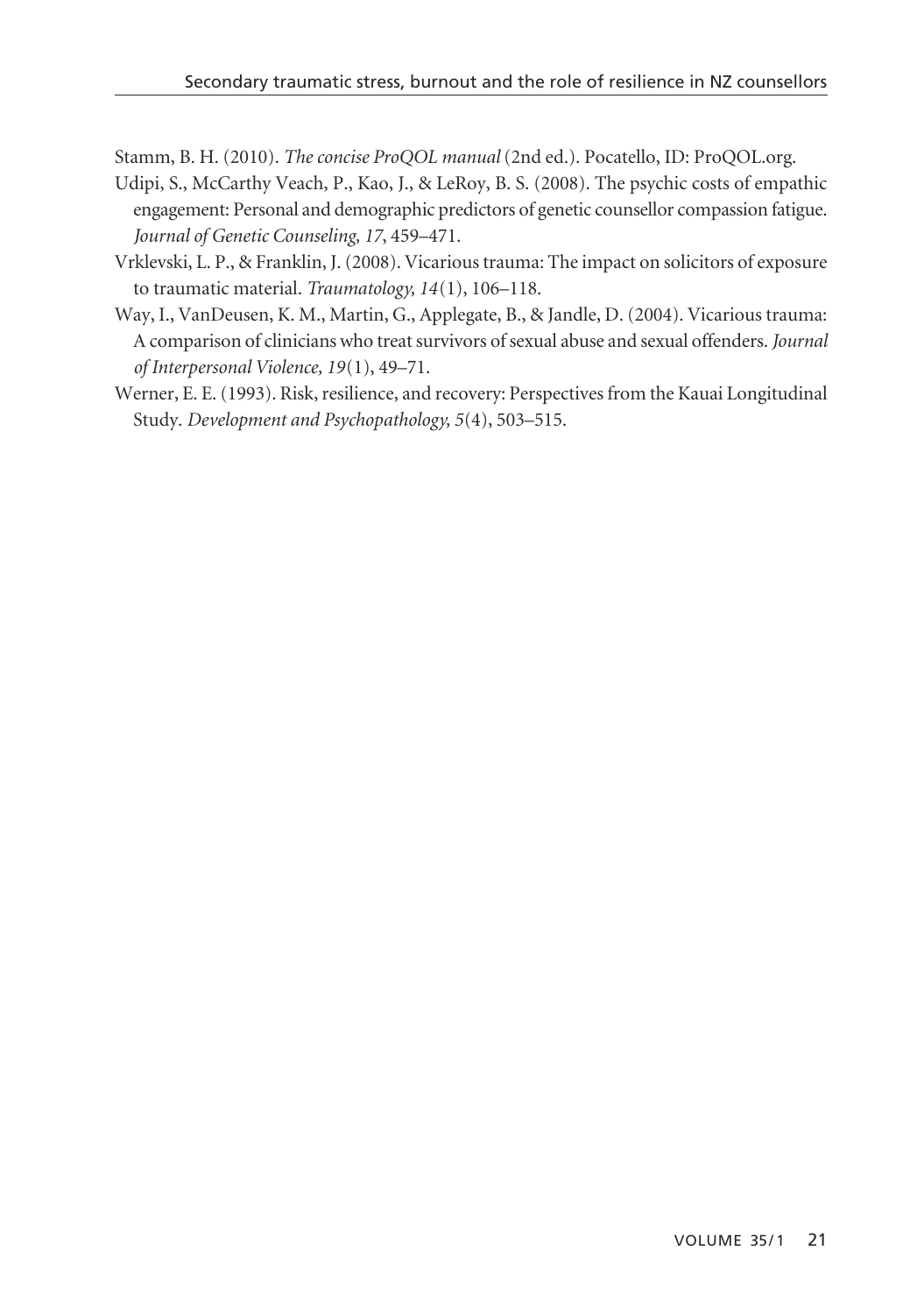Stamm, B. H. (2010). *The concise ProQOL manual* (2nd ed.). Pocatello, ID: ProQOL.org.

Udipi, S., McCarthy Veach, P., Kao, J., & LeRoy, B. S. (2008). The psychic costs of empathic engagement: Personal and demographic predictors of genetic counsellor compassion fatigue. *Journal of Genetic Counseling, 17*, 459–471.

Vrklevski, L. P., & Franklin, J. (2008). Vicarious trauma: The impact on solicitors of exposure to traumatic material. *Traumatology, 14*(1), 106–118.

Way, I., VanDeusen, K. M., Martin, G., Applegate, B., & Jandle, D. (2004). Vicarious trauma: A comparison of clinicians who treat survivors of sexual abuse and sexual offenders. *Journal of Interpersonal Violence, 19*(1), 49–71.

Werner, E. E. (1993). Risk, resilience, and recovery: Perspectives from the Kauai Longitudinal Study. *Development and Psychopathology, 5*(4), 503–515.